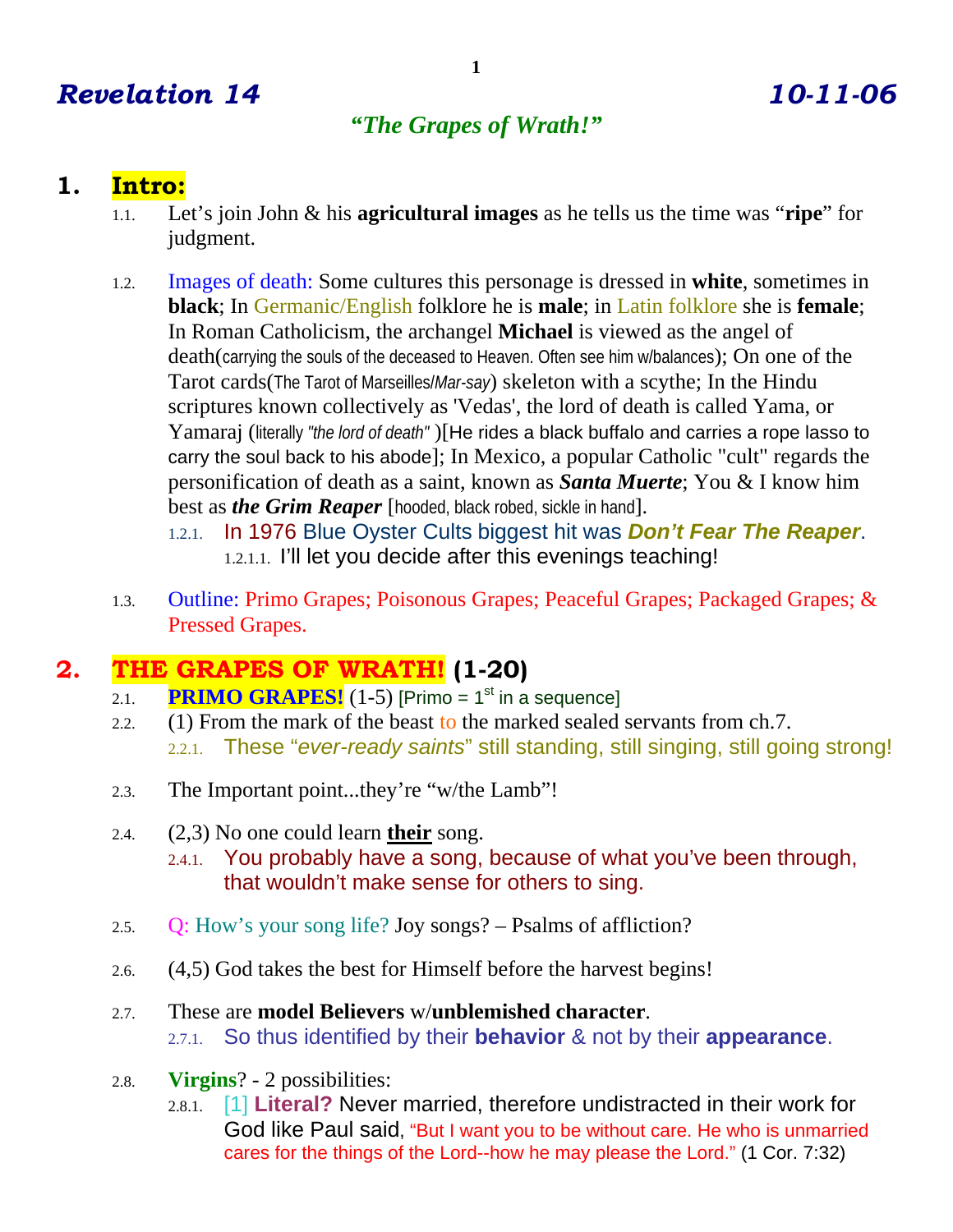# *Revelation 14* *10-11-06*

### ***"The Grapes of Wrath!"***

## 1. Intro:

1.1. Let's join John & his **agricultural images** as he tells us the time was "**ripe**" for judgment.

1.2. Images of death: Some cultures this personage is dressed in **white**, sometimes in **black**; In Germanic/English folklore he is **male**; in Latin folklore she is **female**; In Roman Catholicism, the archangel **Michael** is viewed as the angel of death(carrying the souls of the deceased to Heaven. Often see him w/balances); On one of the Tarot cards(The Tarot of Marseilles/*Mar-say*) skeleton with a scythe; In the Hindu scriptures known collectively as 'Vedas', the lord of death is called Yama, or Yamaraj (literally *"the lord of death"* )[He rides a black buffalo and carries a rope lasso to carry the soul back to his abode]; In Mexico, a popular Catholic "cult" regards the personification of death as a saint, known as ***Santa Muerte***; You & I know him best as ***the Grim Reaper*** [hooded, black robed, sickle in hand].

1.2.1. In 1976 Blue Oyster Cults biggest hit was ***Don't Fear The Reaper***.

1.2.1.1. I'll let you decide after this evenings teaching!

1.3. Outline: Primo Grapes; Poisonous Grapes; Peaceful Grapes; Packaged Grapes; & Pressed Grapes.

## 2. THE GRAPES OF WRATH! (1-20)

2.1. **PRIMO GRAPES!** (1-5) [Primo = 1st in a sequence]

2.2. (1) From the mark of the beast to the marked sealed servants from ch.7.

2.2.1. These "*ever-ready saints*" still standing, still singing, still going strong!

2.3. The Important point...they're "w/the Lamb"!

2.4. (2,3) No one could learn **<u>their</u>** song.

2.4.1. You probably have a song, because of what you've been through, that wouldn't make sense for others to sing.

2.5. Q: How's your song life? Joy songs? – Psalms of affliction?

2.6. (4,5) God takes the best for Himself before the harvest begins!

2.7. These are **model Believers** w/**unblemished character**.

2.7.1. So thus identified by their **behavior** & not by their **appearance**.

2.8. **Virgins**? - 2 possibilities:

2.8.1. [1] **Literal?** Never married, therefore undistracted in their work for God like Paul said, "But I want you to be without care. He who is unmarried cares for the things of the Lord--how he may please the Lord." (1 Cor. 7:32)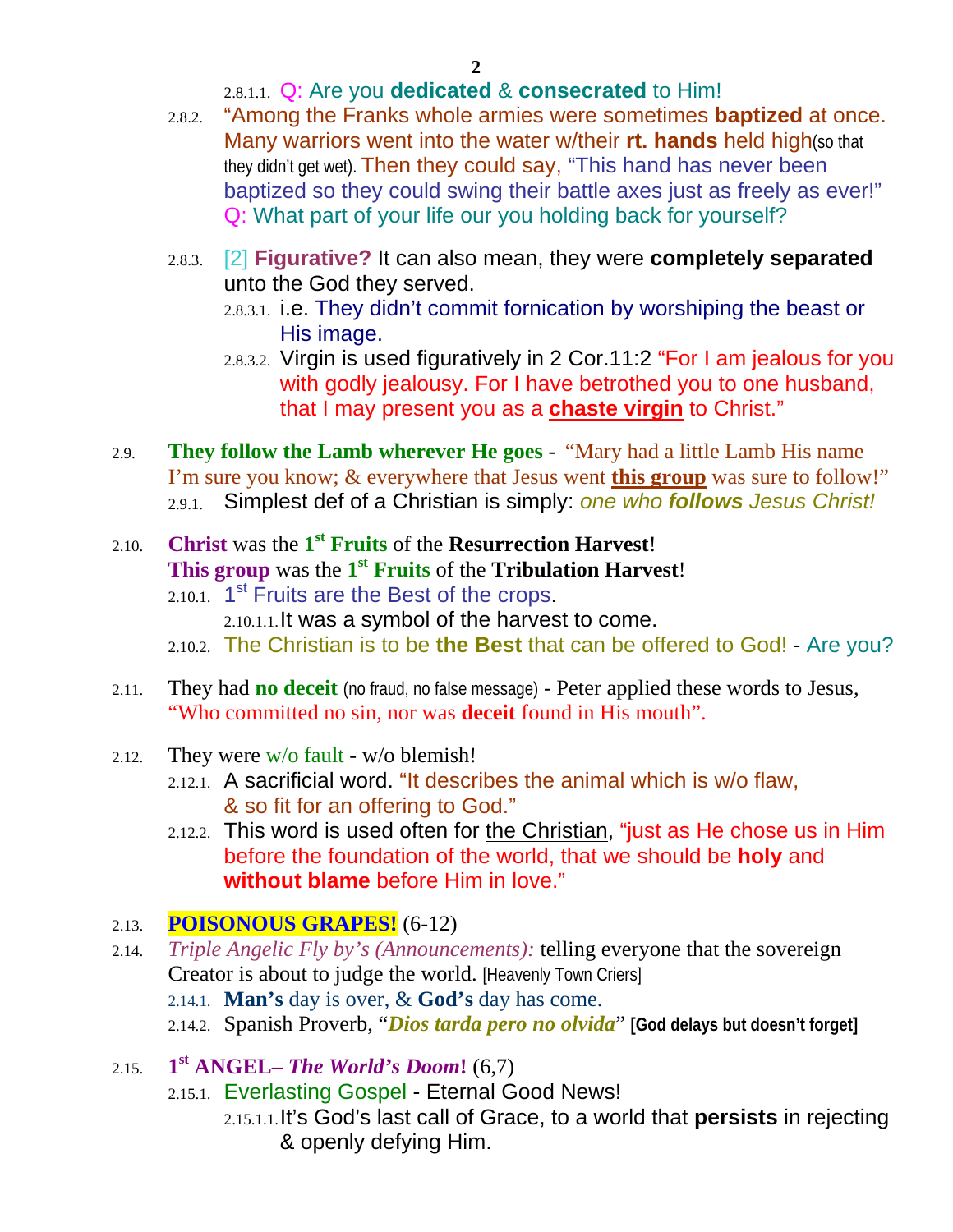2.8.1.1. Q: Are you **dedicated** & **consecrated** to Him!

2.8.2. "Among the Franks whole armies were sometimes **baptized** at once. Many warriors went into the water w/their **rt. hands** held high(so that they didn't get wet). Then they could say, "This hand has never been baptized so they could swing their battle axes just as freely as ever!" Q: What part of your life our you holding back for yourself?

2.8.3. [2] **Figurative?** It can also mean, they were **completely separated** unto the God they served.

2.8.3.1. i.e. They didn't commit fornication by worshiping the beast or His image.

2.8.3.2. Virgin is used figuratively in 2 Cor.11:2 "For I am jealous for you with godly jealousy. For I have betrothed you to one husband, that I may present you as a **chaste virgin** to Christ."

2.9. **They follow the Lamb wherever He goes** - "Mary had a little Lamb His name I'm sure you know; & everywhere that Jesus went **this group** was sure to follow!"

2.9.1. Simplest def of a Christian is simply: *one who **follows** Jesus Christ!*

2.10. **Christ** was the **1st Fruits** of the **Resurrection Harvest**!
**This group** was the **1st Fruits** of the **Tribulation Harvest**!

2.10.1. 1st Fruits are the Best of the crops.

2.10.1.1. It was a symbol of the harvest to come.

2.10.2. The Christian is to be **the Best** that can be offered to God! - Are you?

2.11. They had **no deceit** (no fraud, no false message) - Peter applied these words to Jesus, "Who committed no sin, nor was **deceit** found in His mouth".

2.12. They were w/o fault - w/o blemish!

2.12.1. A sacrificial word. "It describes the animal which is w/o flaw, & so fit for an offering to God."

2.12.2. This word is used often for the Christian, "just as He chose us in Him before the foundation of the world, that we should be **holy** and **without blame** before Him in love."

2.13. **POISONOUS GRAPES!** (6-12)

2.14. *Triple Angelic Fly by's (Announcements):* telling everyone that the sovereign Creator is about to judge the world. [Heavenly Town Criers]

2.14.1. **Man's** day is over, & **God's** day has come.

2.14.2. Spanish Proverb, "***Dios tarda pero no olvida***" **[God delays but doesn't forget]**

2.15. **1st ANGEL–** ***The World's Doom!*** (6,7)

2.15.1. Everlasting Gospel - Eternal Good News!

2.15.1.1. It's God's last call of Grace, to a world that **persists** in rejecting & openly defying Him.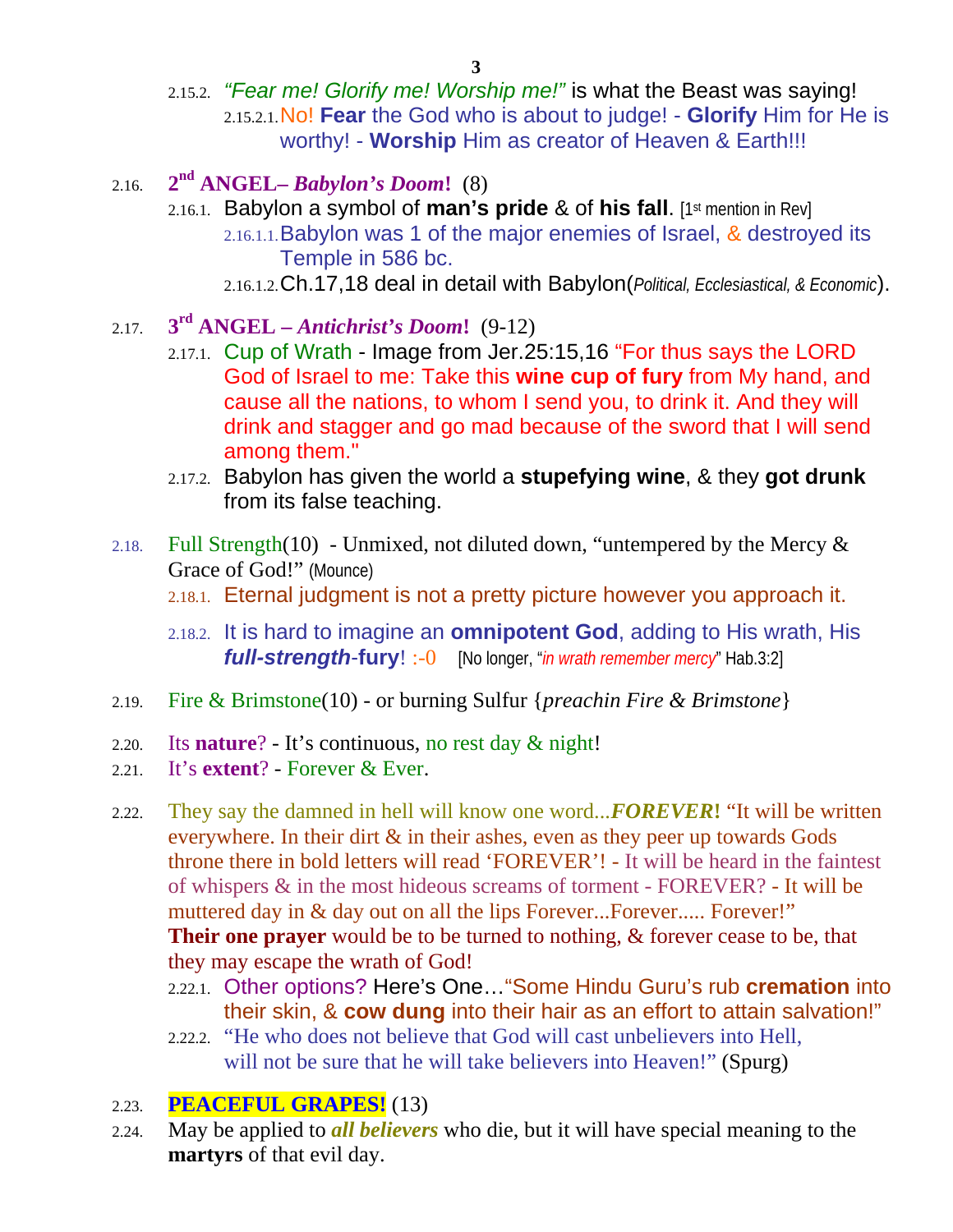2.15.2. *"Fear me! Glorify me! Worship me!"* is what the Beast was saying!

2.15.2.1. No! **Fear** the God who is about to judge! - **Glorify** Him for He is worthy! - **Worship** Him as creator of Heaven & Earth!!!

2.16. **2nd ANGEL– *Babylon's Doom*!** (8)

2.16.1. Babylon a symbol of **man's pride** & of **his fall**. [1st mention in Rev]

2.16.1.1. Babylon was 1 of the major enemies of Israel, & destroyed its Temple in 586 bc.

2.16.1.2. Ch.17,18 deal in detail with Babylon(*Political, Ecclesiastical, & Economic*).

2.17. **3rd ANGEL – *Antichrist's Doom*!** (9-12)

2.17.1. Cup of Wrath - Image from Jer.25:15,16 "For thus says the LORD God of Israel to me: Take this **wine cup of fury** from My hand, and cause all the nations, to whom I send you, to drink it. And they will drink and stagger and go mad because of the sword that I will send among them."

2.17.2. Babylon has given the world a **stupefying wine**, & they **got drunk** from its false teaching.

2.18. Full Strength(10) - Unmixed, not diluted down, "untempered by the Mercy & Grace of God!" (Mounce)

2.18.1. Eternal judgment is not a pretty picture however you approach it.

2.18.2. It is hard to imagine an **omnipotent God**, adding to His wrath, His ***full-strength*-fury**! :-0 [No longer, "*in wrath remember mercy*" Hab.3:2]

2.19. Fire & Brimstone(10) - or burning Sulfur {*preachin Fire & Brimstone*}

2.20. Its **nature**? - It's continuous, no rest day & night!

2.21. It's **extent**? - Forever & Ever.

2.22. They say the damned in hell will know one word...***FOREVER*!** "It will be written everywhere. In their dirt & in their ashes, even as they peer up towards Gods throne there in bold letters will read 'FOREVER'! - It will be heard in the faintest of whispers & in the most hideous screams of torment - FOREVER? - It will be muttered day in & day out on all the lips Forever...Forever..... Forever!" **Their one prayer** would be to be turned to nothing, & forever cease to be, that they may escape the wrath of God!

2.22.1. Other options? Here's One…"Some Hindu Guru's rub **cremation** into their skin, & **cow dung** into their hair as an effort to attain salvation!"

2.22.2. "He who does not believe that God will cast unbelievers into Hell, will not be sure that he will take believers into Heaven!" (Spurg)

2.23. **PEACEFUL GRAPES!** (13)

2.24. May be applied to ***all believers*** who die, but it will have special meaning to the **martyrs** of that evil day.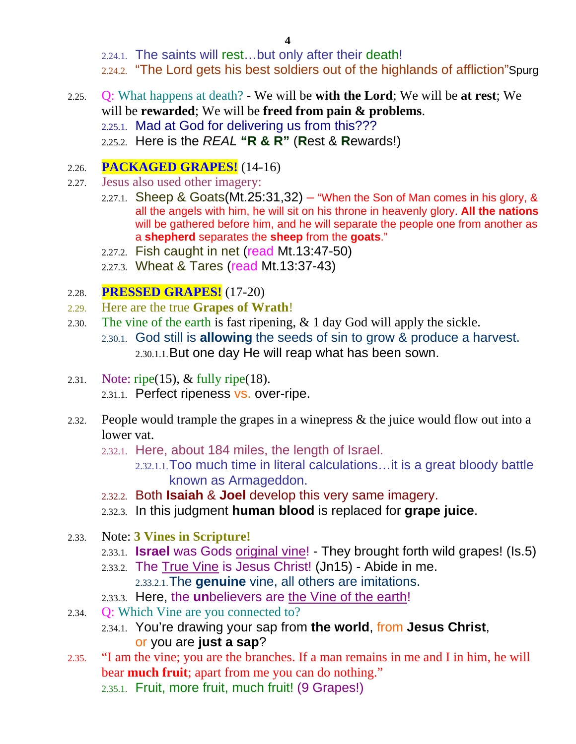- 2.24.1. The saints will rest…but only after their death!
- 2.24.2. "The Lord gets his best soldiers out of the highlands of affliction"Spurg

2.25. Q: What happens at death? - We will be **with the Lord**; We will be **at rest**; We will be **rewarded**; We will be **freed from pain & problems**.

- 2.25.1. Mad at God for delivering us from this???
- 2.25.2. Here is the *REAL* **"R & R"** (**R**est & **R**ewards!)

2.26. **PACKAGED GRAPES!** (14-16)

2.27. Jesus also used other imagery:

- 2.27.1. Sheep & Goats(Mt.25:31,32) – "When the Son of Man comes in his glory, & all the angels with him, he will sit on his throne in heavenly glory. **All the nations** will be gathered before him, and he will separate the people one from another as a **shepherd** separates the **sheep** from the **goats**."
- 2.27.2. Fish caught in net (read Mt.13:47-50)
- 2.27.3. Wheat & Tares (read Mt.13:37-43)

2.28. **PRESSED GRAPES!** (17-20)

2.29. Here are the true **Grapes of Wrath**!

2.30. The vine of the earth is fast ripening, & 1 day God will apply the sickle.

- 2.30.1. God still is **allowing** the seeds of sin to grow & produce a harvest.
  - 2.30.1.1. But one day He will reap what has been sown.

2.31. Note: ripe(15), & fully ripe(18).

- 2.31.1. Perfect ripeness vs. over-ripe.

2.32. People would trample the grapes in a winepress & the juice would flow out into a lower vat.

- 2.32.1. Here, about 184 miles, the length of Israel.
  - 2.32.1.1. Too much time in literal calculations…it is a great bloody battle known as Armageddon.
- 2.32.2. Both **Isaiah** & **Joel** develop this very same imagery.
- 2.32.3. In this judgment **human blood** is replaced for **grape juice**.

2.33. Note: **3 Vines in Scripture!**

- 2.33.1. **Israel** was Gods original vine! - They brought forth wild grapes! (Is.5)
- 2.33.2. The True Vine is Jesus Christ! (Jn15) - Abide in me.
  - 2.33.2.1. The **genuine** vine, all others are imitations.
- 2.33.3. Here, the **un**believers are the Vine of the earth!

2.34. Q: Which Vine are you connected to?

- 2.34.1. You're drawing your sap from **the world**, from **Jesus Christ**, or you are **just a sap**?

2.35. "I am the vine; you are the branches. If a man remains in me and I in him, he will bear **much fruit**; apart from me you can do nothing."

- 2.35.1. Fruit, more fruit, much fruit! (9 Grapes!)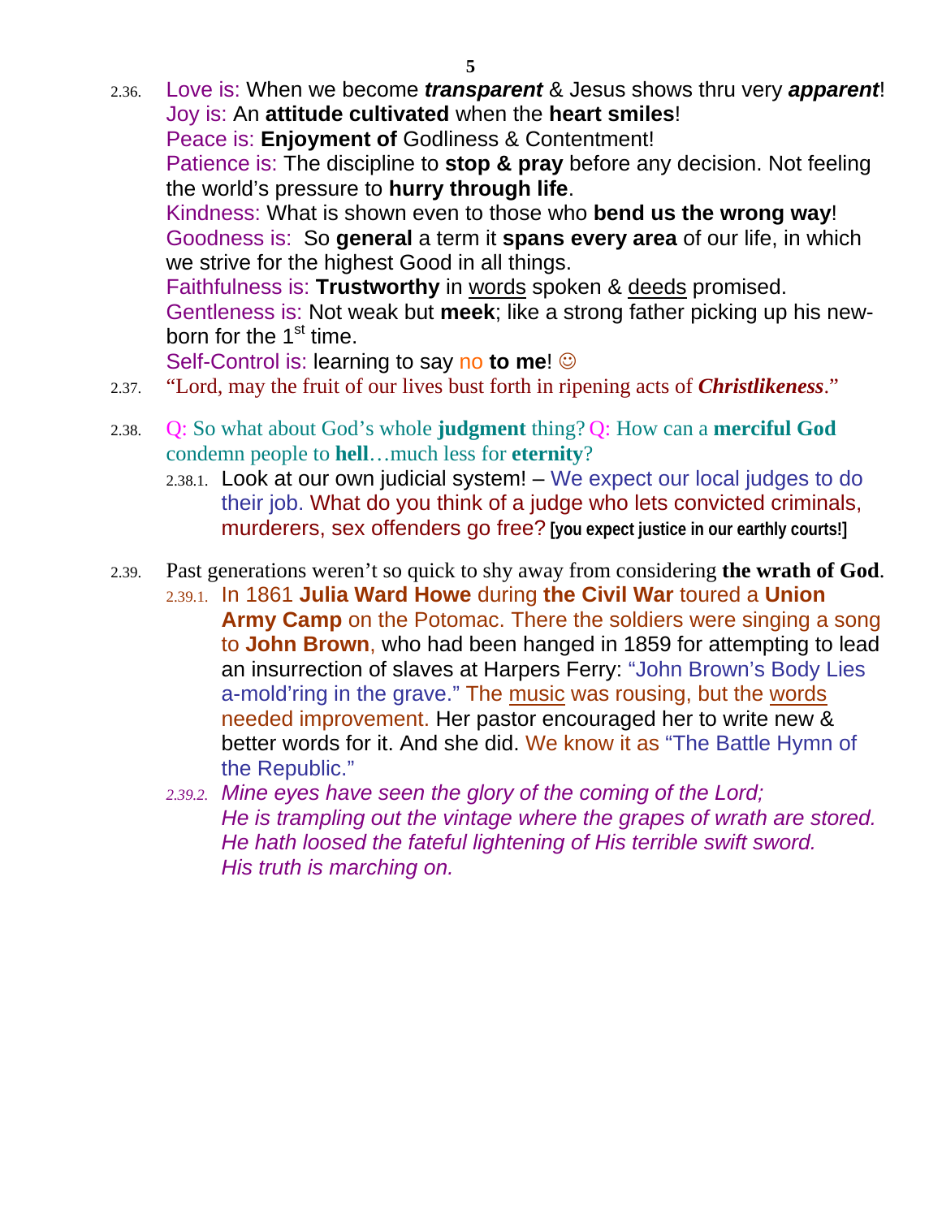2.36. Love is: When we become ***transparent*** & Jesus shows thru very ***apparent***!
Joy is: An **attitude cultivated** when the **heart smiles**!
Peace is: **Enjoyment of** Godliness & Contentment!
Patience is: The discipline to **stop & pray** before any decision. Not feeling the world's pressure to **hurry through life**.
Kindness: What is shown even to those who **bend us the wrong way**!
Goodness is: So **general** a term it **spans every area** of our life, in which we strive for the highest Good in all things.
Faithfulness is: **Trustworthy** in words spoken & deeds promised.
Gentleness is: Not weak but **meek**; like a strong father picking up his new-born for the 1st time.
Self-Control is: learning to say no **to me**! ☺

2.37. "Lord, may the fruit of our lives bust forth in ripening acts of ***Christlikeness***."

2.38. Q: So what about God's whole **judgment** thing? Q: How can a **merciful God** condemn people to **hell**…much less for **eternity**?

2.38.1. Look at our own judicial system! – We expect our local judges to do their job. What do you think of a judge who lets convicted criminals, murderers, sex offenders go free? **[you expect justice in our earthly courts!]**

2.39. Past generations weren't so quick to shy away from considering **the wrath of God**.

2.39.1. In 1861 **Julia Ward Howe** during **the Civil War** toured a **Union Army Camp** on the Potomac. There the soldiers were singing a song to **John Brown**, who had been hanged in 1859 for attempting to lead an insurrection of slaves at Harpers Ferry: "John Brown's Body Lies a-mold'ring in the grave." The music was rousing, but the words needed improvement. Her pastor encouraged her to write new & better words for it. And she did. We know it as "The Battle Hymn of the Republic."

2.39.2. *Mine eyes have seen the glory of the coming of the Lord;*
*He is trampling out the vintage where the grapes of wrath are stored.*
*He hath loosed the fateful lightening of His terrible swift sword.*
*His truth is marching on.*